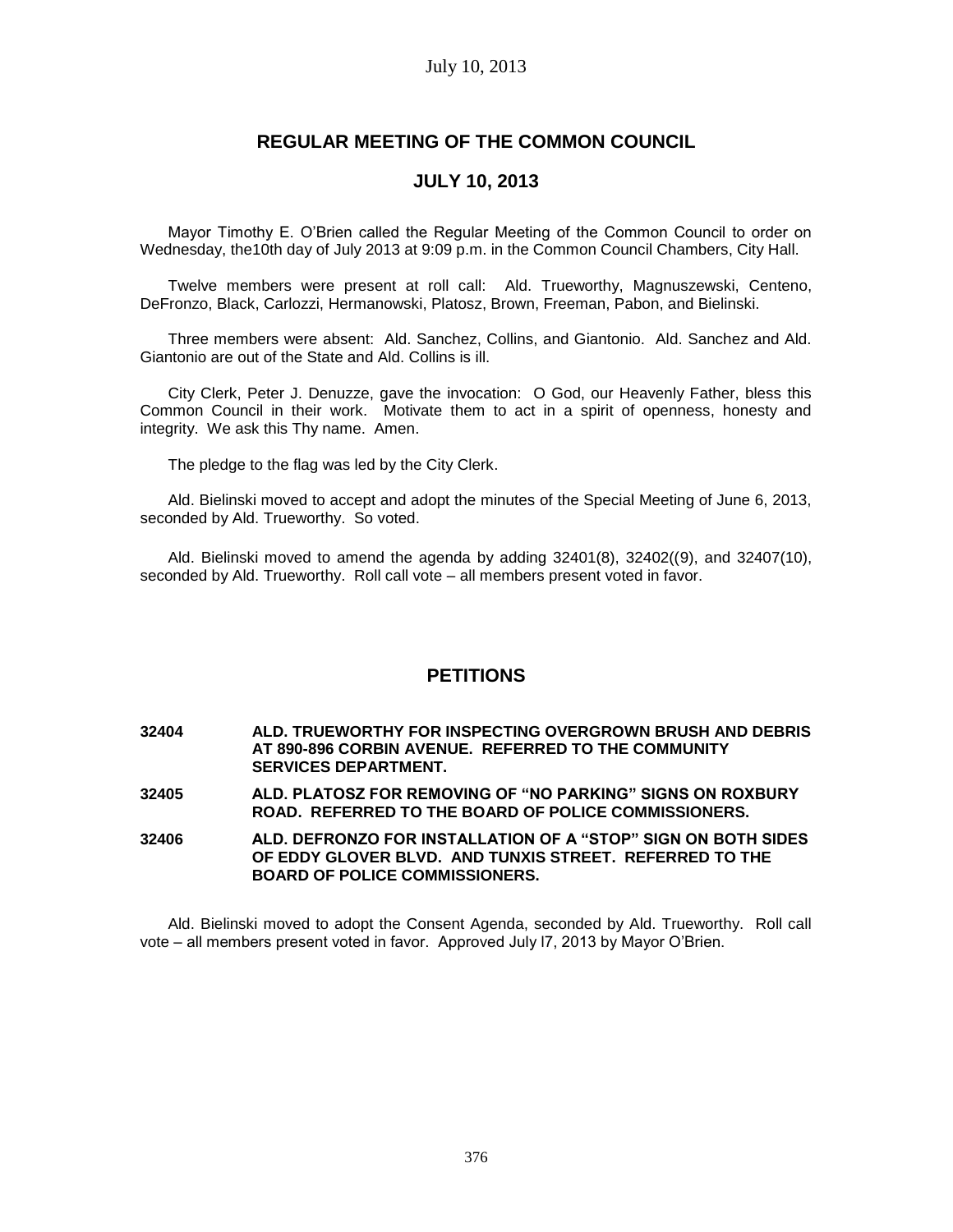# REGULAR MEETING OF THE COMMON COUNCIL

## JULY 10, 2013

Mayor Timothy E. O'Brien called the Regular Meeting of the Common Council to order on Wednesday, the10th day of July 2013 at 9:09 p.m. in the Common Council Chambers, City Hall.

Twelve members were present at roll call: Ald. Trueworthy, Magnuszewski, Centeno, DeFronzo, Black, Carlozzi, Hermanowski, Platosz, Brown, Freeman, Pabon, and Bielinski.

Three members were absent: Ald. Sanchez, Collins, and Giantonio. Ald. Sanchez and Ald. Giantonio are out of the State and Ald. Collins is ill.

City Clerk, Peter J. Denuzze, gave the invocation: O God, our Heavenly Father, bless this Common Council in their work. Motivate them to act in a spirit of openness, honesty and integrity. We ask this Thy name. Amen.

The pledge to the flag was led by the City Clerk.

Ald. Bielinski moved to accept and adopt the minutes of the Special Meeting of June 6, 2013, seconded by Ald. Trueworthy. So voted.

Ald. Bielinski moved to amend the agenda by adding 32401(8), 32402((9), and 32407(10), seconded by Ald. Trueworthy. Roll call vote – all members present voted in favor.

## PETITIONS

**32404 ALD. TRUEWORTHY FOR INSPECTING OVERGROWN BRUSH AND DEBRIS AT 890-896 CORBIN AVENUE. REFERRED TO THE COMMUNITY SERVICES DEPARTMENT.**

**32405 ALD. PLATOSZ FOR REMOVING OF "NO PARKING" SIGNS ON ROXBURY ROAD. REFERRED TO THE BOARD OF POLICE COMMISSIONERS.**

**32406 ALD. DEFRONZO FOR INSTALLATION OF A "STOP" SIGN ON BOTH SIDES OF EDDY GLOVER BLVD. AND TUNXIS STREET. REFERRED TO THE BOARD OF POLICE COMMISSIONERS.**

Ald. Bielinski moved to adopt the Consent Agenda, seconded by Ald. Trueworthy. Roll call vote – all members present voted in favor. Approved July l7, 2013 by Mayor O'Brien.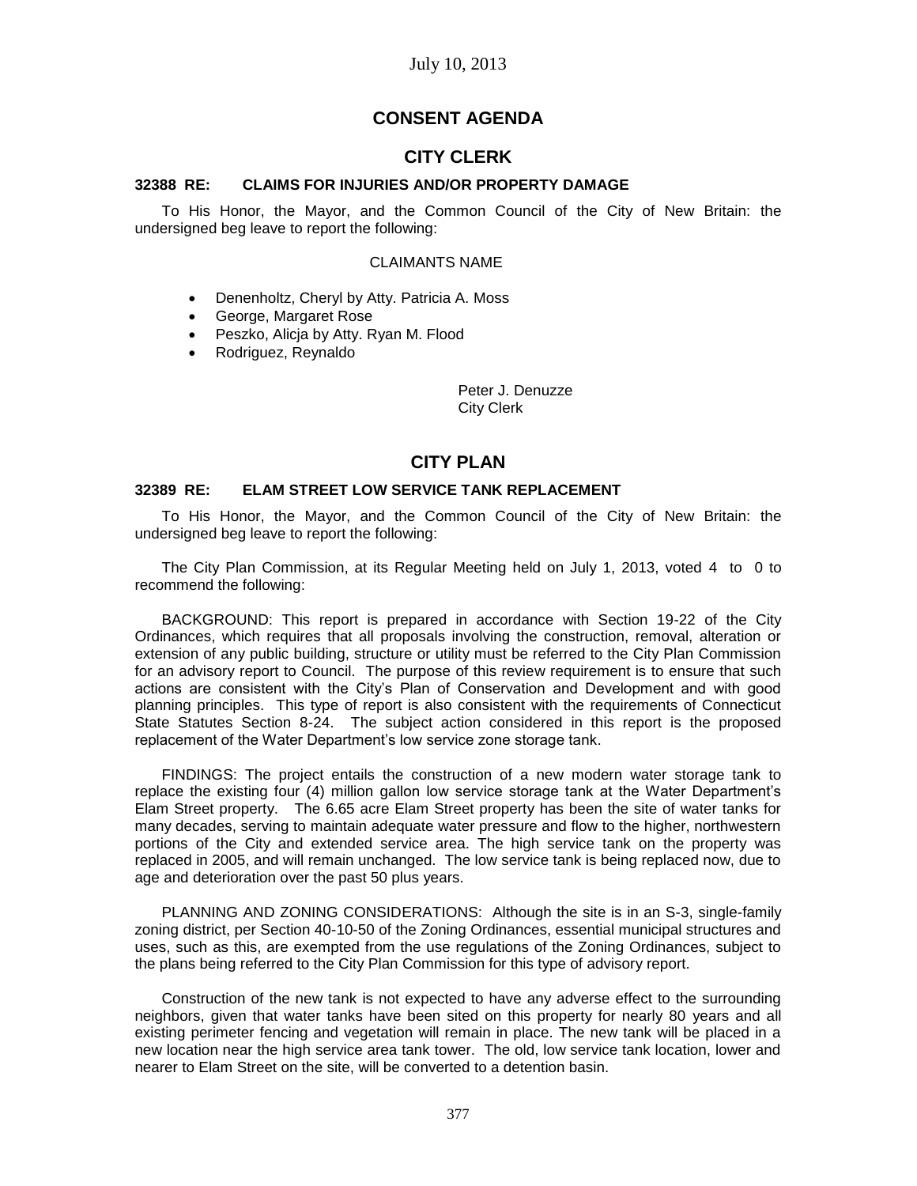July 10, 2013

# CONSENT AGENDA

## CITY CLERK

### 32388 RE: CLAIMS FOR INJURIES AND/OR PROPERTY DAMAGE

To His Honor, the Mayor, and the Common Council of the City of New Britain: the undersigned beg leave to report the following:

CLAIMANTS NAME

- Denenholtz, Cheryl by Atty. Patricia A. Moss
- George, Margaret Rose
- Peszko, Alicja by Atty. Ryan M. Flood
- Rodriguez, Reynaldo

Peter J. Denuzze
City Clerk

## CITY PLAN

### 32389 RE: ELAM STREET LOW SERVICE TANK REPLACEMENT

To His Honor, the Mayor, and the Common Council of the City of New Britain: the undersigned beg leave to report the following:

The City Plan Commission, at its Regular Meeting held on July 1, 2013, voted 4 to 0 to recommend the following:

BACKGROUND: This report is prepared in accordance with Section 19-22 of the City Ordinances, which requires that all proposals involving the construction, removal, alteration or extension of any public building, structure or utility must be referred to the City Plan Commission for an advisory report to Council. The purpose of this review requirement is to ensure that such actions are consistent with the City's Plan of Conservation and Development and with good planning principles. This type of report is also consistent with the requirements of Connecticut State Statutes Section 8-24. The subject action considered in this report is the proposed replacement of the Water Department's low service zone storage tank.

FINDINGS: The project entails the construction of a new modern water storage tank to replace the existing four (4) million gallon low service storage tank at the Water Department's Elam Street property. The 6.65 acre Elam Street property has been the site of water tanks for many decades, serving to maintain adequate water pressure and flow to the higher, northwestern portions of the City and extended service area. The high service tank on the property was replaced in 2005, and will remain unchanged. The low service tank is being replaced now, due to age and deterioration over the past 50 plus years.

PLANNING AND ZONING CONSIDERATIONS: Although the site is in an S-3, single-family zoning district, per Section 40-10-50 of the Zoning Ordinances, essential municipal structures and uses, such as this, are exempted from the use regulations of the Zoning Ordinances, subject to the plans being referred to the City Plan Commission for this type of advisory report.

Construction of the new tank is not expected to have any adverse effect to the surrounding neighbors, given that water tanks have been sited on this property for nearly 80 years and all existing perimeter fencing and vegetation will remain in place. The new tank will be placed in a new location near the high service area tank tower. The old, low service tank location, lower and nearer to Elam Street on the site, will be converted to a detention basin.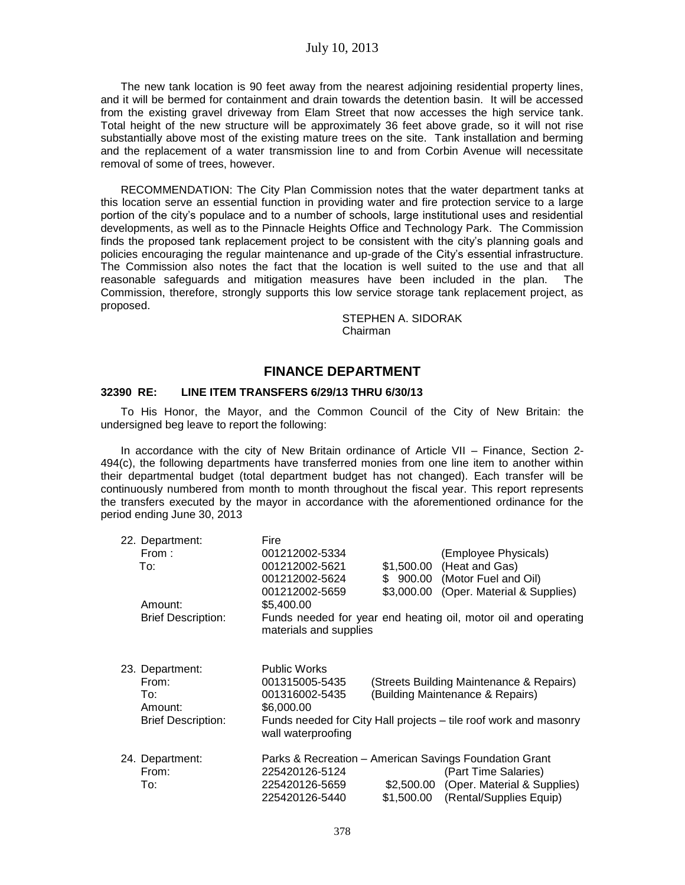The new tank location is 90 feet away from the nearest adjoining residential property lines, and it will be bermed for containment and drain towards the detention basin. It will be accessed from the existing gravel driveway from Elam Street that now accesses the high service tank. Total height of the new structure will be approximately 36 feet above grade, so it will not rise substantially above most of the existing mature trees on the site. Tank installation and berming and the replacement of a water transmission line to and from Corbin Avenue will necessitate removal of some of trees, however.

RECOMMENDATION: The City Plan Commission notes that the water department tanks at this location serve an essential function in providing water and fire protection service to a large portion of the city's populace and to a number of schools, large institutional uses and residential developments, as well as to the Pinnacle Heights Office and Technology Park. The Commission finds the proposed tank replacement project to be consistent with the city's planning goals and policies encouraging the regular maintenance and up-grade of the City's essential infrastructure. The Commission also notes the fact that the location is well suited to the use and that all reasonable safeguards and mitigation measures have been included in the plan. The Commission, therefore, strongly supports this low service storage tank replacement project, as proposed.

STEPHEN A. SIDORAK
Chairman

## FINANCE DEPARTMENT

**32390 RE: LINE ITEM TRANSFERS 6/29/13 THRU 6/30/13**

To His Honor, the Mayor, and the Common Council of the City of New Britain: the undersigned beg leave to report the following:

In accordance with the city of New Britain ordinance of Article VII – Finance, Section 2-494(c), the following departments have transferred monies from one line item to another within their departmental budget (total department budget has not changed). Each transfer will be continuously numbered from month to month throughout the fiscal year. This report represents the transfers executed by the mayor in accordance with the aforementioned ordinance for the period ending June 30, 2013

22. Department: Fire
    From : 001212002-5334 (Employee Physicals)
    To: 001212002-5621 $1,500.00 (Heat and Gas)
    001212002-5624 $ 900.00 (Motor Fuel and Oil)
    001212002-5659 $3,000.00 (Oper. Material & Supplies)
    Amount: $5,400.00
    Brief Description: Funds needed for year end heating oil, motor oil and operating materials and supplies

23. Department: Public Works
    From: 001315005-5435 (Streets Building Maintenance & Repairs)
    To: 001316002-5435 (Building Maintenance & Repairs)
    Amount: $6,000.00
    Brief Description: Funds needed for City Hall projects – tile roof work and masonry wall waterproofing

24. Department: Parks & Recreation – American Savings Foundation Grant
    From: 225420126-5124 (Part Time Salaries)
    To: 225420126-5659 $2,500.00 (Oper. Material & Supplies)
    225420126-5440 $1,500.00 (Rental/Supplies Equip)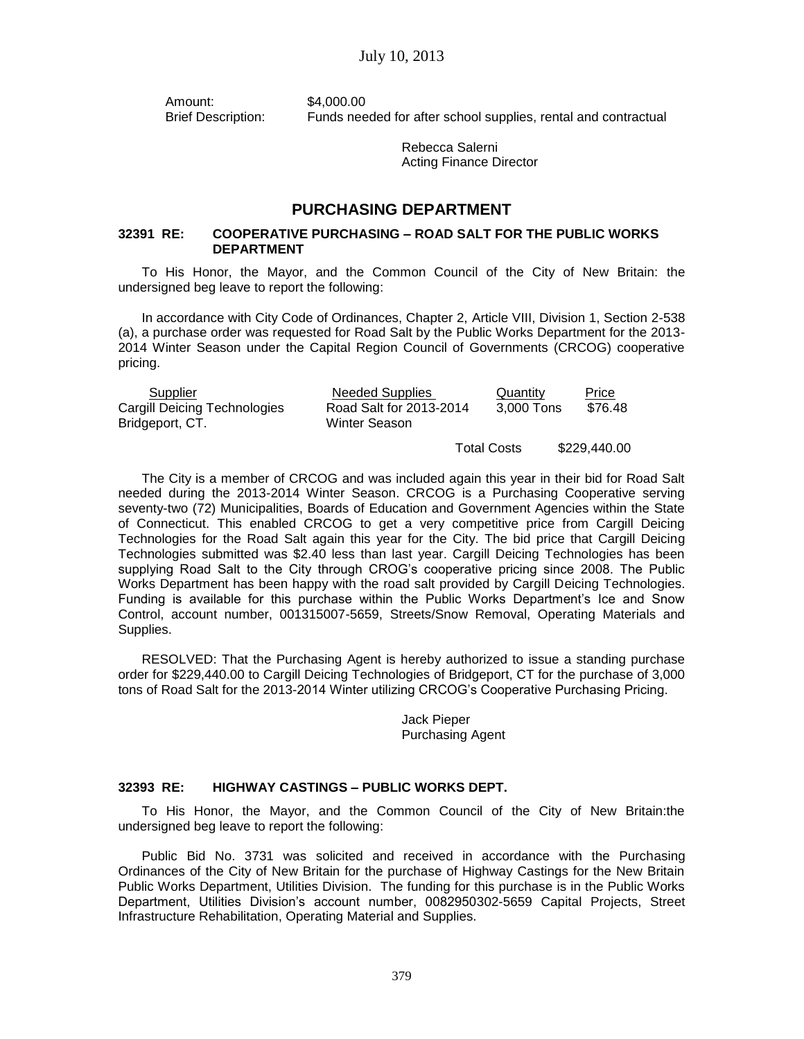Amount: $4,000.00
Brief Description: Funds needed for after school supplies, rental and contractual

Rebecca Salerni
Acting Finance Director

## PURCHASING DEPARTMENT

### 32391 RE: COOPERATIVE PURCHASING – ROAD SALT FOR THE PUBLIC WORKS DEPARTMENT

To His Honor, the Mayor, and the Common Council of the City of New Britain: the undersigned beg leave to report the following:

In accordance with City Code of Ordinances, Chapter 2, Article VIII, Division 1, Section 2-538 (a), a purchase order was requested for Road Salt by the Public Works Department for the 2013-2014 Winter Season under the Capital Region Council of Governments (CRCOG) cooperative pricing.

| Supplier | Needed Supplies | Quantity | Price |
|---|---|---|---|
| Cargill Deicing Technologies Bridgeport, CT. | Road Salt for 2013-2014 Winter Season | 3,000 Tons | $76.48 |
| | | Total Costs | $229,440.00 |

The City is a member of CRCOG and was included again this year in their bid for Road Salt needed during the 2013-2014 Winter Season. CRCOG is a Purchasing Cooperative serving seventy-two (72) Municipalities, Boards of Education and Government Agencies within the State of Connecticut. This enabled CRCOG to get a very competitive price from Cargill Deicing Technologies for the Road Salt again this year for the City. The bid price that Cargill Deicing Technologies submitted was $2.40 less than last year. Cargill Deicing Technologies has been supplying Road Salt to the City through CROG's cooperative pricing since 2008. The Public Works Department has been happy with the road salt provided by Cargill Deicing Technologies. Funding is available for this purchase within the Public Works Department's Ice and Snow Control, account number, 001315007-5659, Streets/Snow Removal, Operating Materials and Supplies.

RESOLVED: That the Purchasing Agent is hereby authorized to issue a standing purchase order for $229,440.00 to Cargill Deicing Technologies of Bridgeport, CT for the purchase of 3,000 tons of Road Salt for the 2013-2014 Winter utilizing CRCOG's Cooperative Purchasing Pricing.

Jack Pieper
Purchasing Agent

### 32393 RE: HIGHWAY CASTINGS – PUBLIC WORKS DEPT.

To His Honor, the Mayor, and the Common Council of the City of New Britain:the undersigned beg leave to report the following:

Public Bid No. 3731 was solicited and received in accordance with the Purchasing Ordinances of the City of New Britain for the purchase of Highway Castings for the New Britain Public Works Department, Utilities Division. The funding for this purchase is in the Public Works Department, Utilities Division's account number, 0082950302-5659 Capital Projects, Street Infrastructure Rehabilitation, Operating Material and Supplies.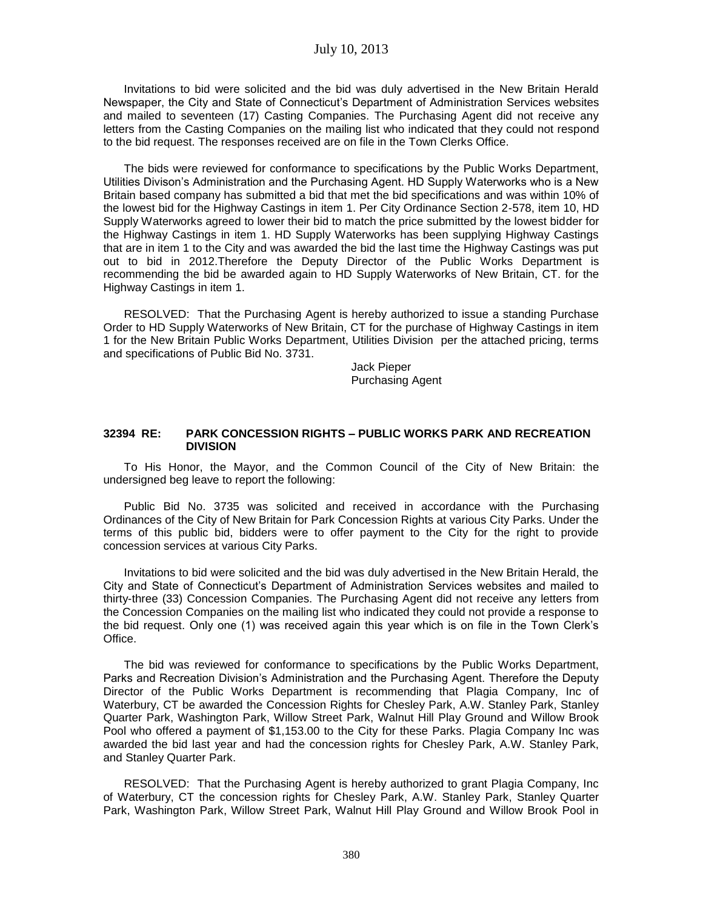Invitations to bid were solicited and the bid was duly advertised in the New Britain Herald Newspaper, the City and State of Connecticut's Department of Administration Services websites and mailed to seventeen (17) Casting Companies. The Purchasing Agent did not receive any letters from the Casting Companies on the mailing list who indicated that they could not respond to the bid request. The responses received are on file in the Town Clerks Office.

The bids were reviewed for conformance to specifications by the Public Works Department, Utilities Divison's Administration and the Purchasing Agent. HD Supply Waterworks who is a New Britain based company has submitted a bid that met the bid specifications and was within 10% of the lowest bid for the Highway Castings in item 1. Per City Ordinance Section 2-578, item 10, HD Supply Waterworks agreed to lower their bid to match the price submitted by the lowest bidder for the Highway Castings in item 1. HD Supply Waterworks has been supplying Highway Castings that are in item 1 to the City and was awarded the bid the last time the Highway Castings was put out to bid in 2012.Therefore the Deputy Director of the Public Works Department is recommending the bid be awarded again to HD Supply Waterworks of New Britain, CT. for the Highway Castings in item 1.

RESOLVED: That the Purchasing Agent is hereby authorized to issue a standing Purchase Order to HD Supply Waterworks of New Britain, CT for the purchase of Highway Castings in item 1 for the New Britain Public Works Department, Utilities Division per the attached pricing, terms and specifications of Public Bid No. 3731.

Jack Pieper
Purchasing Agent

**32394 RE: PARK CONCESSION RIGHTS – PUBLIC WORKS PARK AND RECREATION DIVISION**

To His Honor, the Mayor, and the Common Council of the City of New Britain: the undersigned beg leave to report the following:

Public Bid No. 3735 was solicited and received in accordance with the Purchasing Ordinances of the City of New Britain for Park Concession Rights at various City Parks. Under the terms of this public bid, bidders were to offer payment to the City for the right to provide concession services at various City Parks.

Invitations to bid were solicited and the bid was duly advertised in the New Britain Herald, the City and State of Connecticut's Department of Administration Services websites and mailed to thirty-three (33) Concession Companies. The Purchasing Agent did not receive any letters from the Concession Companies on the mailing list who indicated they could not provide a response to the bid request. Only one (1) was received again this year which is on file in the Town Clerk's Office.

The bid was reviewed for conformance to specifications by the Public Works Department, Parks and Recreation Division's Administration and the Purchasing Agent. Therefore the Deputy Director of the Public Works Department is recommending that Plagia Company, Inc of Waterbury, CT be awarded the Concession Rights for Chesley Park, A.W. Stanley Park, Stanley Quarter Park, Washington Park, Willow Street Park, Walnut Hill Play Ground and Willow Brook Pool who offered a payment of $1,153.00 to the City for these Parks. Plagia Company Inc was awarded the bid last year and had the concession rights for Chesley Park, A.W. Stanley Park, and Stanley Quarter Park.

RESOLVED: That the Purchasing Agent is hereby authorized to grant Plagia Company, Inc of Waterbury, CT the concession rights for Chesley Park, A.W. Stanley Park, Stanley Quarter Park, Washington Park, Willow Street Park, Walnut Hill Play Ground and Willow Brook Pool in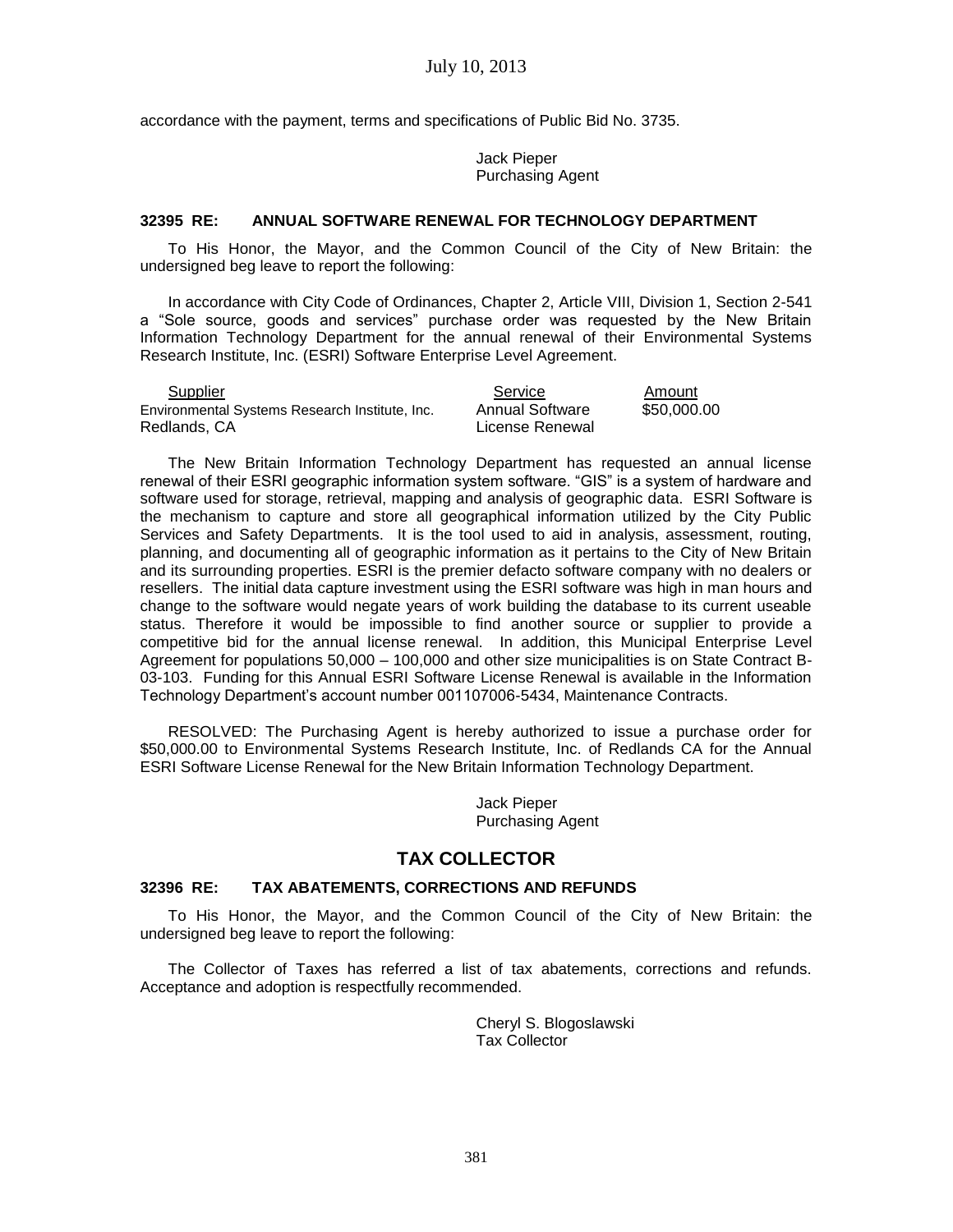accordance with the payment, terms and specifications of Public Bid No. 3735.

Jack Pieper
Purchasing Agent

#### 32395 RE: ANNUAL SOFTWARE RENEWAL FOR TECHNOLOGY DEPARTMENT

To His Honor, the Mayor, and the Common Council of the City of New Britain: the undersigned beg leave to report the following:

In accordance with City Code of Ordinances, Chapter 2, Article VIII, Division 1, Section 2-541 a "Sole source, goods and services" purchase order was requested by the New Britain Information Technology Department for the annual renewal of their Environmental Systems Research Institute, Inc. (ESRI) Software Enterprise Level Agreement.

| Supplier | Service | Amount |
|---|---|---|
| Environmental Systems Research Institute, Inc. Redlands, CA | Annual Software License Renewal | $50,000.00 |

The New Britain Information Technology Department has requested an annual license renewal of their ESRI geographic information system software. "GIS" is a system of hardware and software used for storage, retrieval, mapping and analysis of geographic data. ESRI Software is the mechanism to capture and store all geographical information utilized by the City Public Services and Safety Departments. It is the tool used to aid in analysis, assessment, routing, planning, and documenting all of geographic information as it pertains to the City of New Britain and its surrounding properties. ESRI is the premier defacto software company with no dealers or resellers. The initial data capture investment using the ESRI software was high in man hours and change to the software would negate years of work building the database to its current useable status. Therefore it would be impossible to find another source or supplier to provide a competitive bid for the annual license renewal. In addition, this Municipal Enterprise Level Agreement for populations 50,000 – 100,000 and other size municipalities is on State Contract B-03-103. Funding for this Annual ESRI Software License Renewal is available in the Information Technology Department's account number 001107006-5434, Maintenance Contracts.

RESOLVED: The Purchasing Agent is hereby authorized to issue a purchase order for $50,000.00 to Environmental Systems Research Institute, Inc. of Redlands CA for the Annual ESRI Software License Renewal for the New Britain Information Technology Department.

Jack Pieper
Purchasing Agent

## TAX COLLECTOR

#### 32396 RE: TAX ABATEMENTS, CORRECTIONS AND REFUNDS

To His Honor, the Mayor, and the Common Council of the City of New Britain: the undersigned beg leave to report the following:

The Collector of Taxes has referred a list of tax abatements, corrections and refunds. Acceptance and adoption is respectfully recommended.

Cheryl S. Blogoslawski
Tax Collector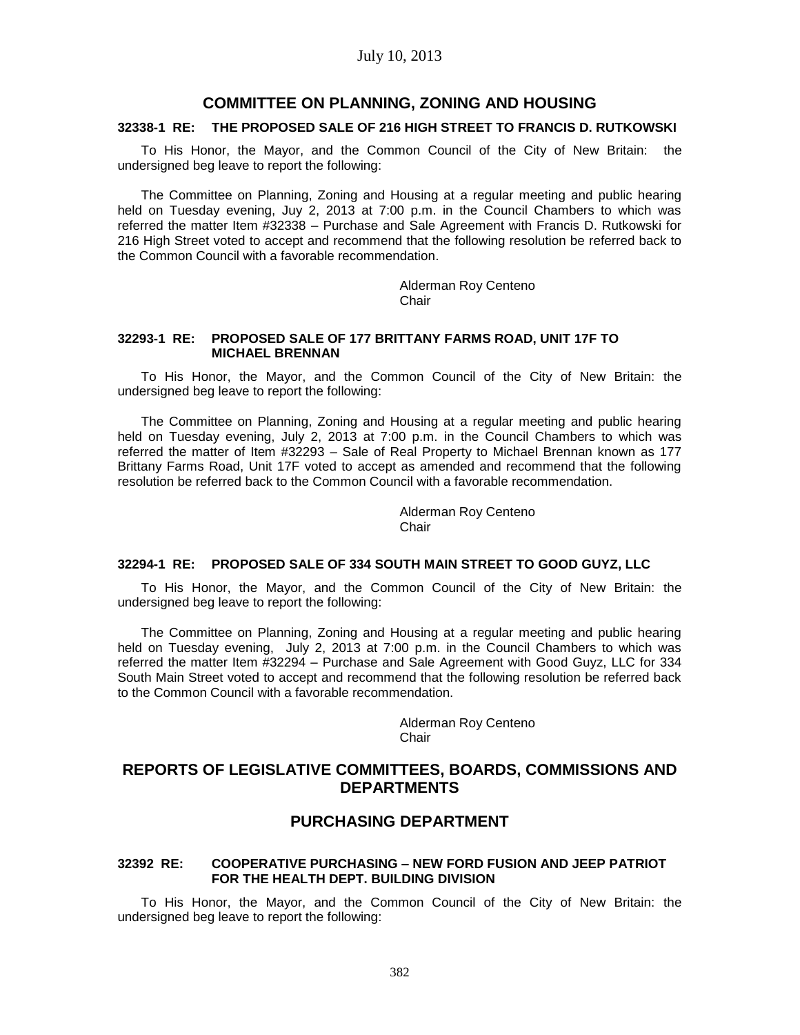## COMMITTEE ON PLANNING, ZONING AND HOUSING

### 32338-1 RE: THE PROPOSED SALE OF 216 HIGH STREET TO FRANCIS D. RUTKOWSKI

To His Honor, the Mayor, and the Common Council of the City of New Britain: the undersigned beg leave to report the following:

The Committee on Planning, Zoning and Housing at a regular meeting and public hearing held on Tuesday evening, Juy 2, 2013 at 7:00 p.m. in the Council Chambers to which was referred the matter Item #32338 – Purchase and Sale Agreement with Francis D. Rutkowski for 216 High Street voted to accept and recommend that the following resolution be referred back to the Common Council with a favorable recommendation.

Alderman Roy Centeno
Chair

### 32293-1 RE: PROPOSED SALE OF 177 BRITTANY FARMS ROAD, UNIT 17F TO MICHAEL BRENNAN

To His Honor, the Mayor, and the Common Council of the City of New Britain: the undersigned beg leave to report the following:

The Committee on Planning, Zoning and Housing at a regular meeting and public hearing held on Tuesday evening, July 2, 2013 at 7:00 p.m. in the Council Chambers to which was referred the matter of Item #32293 – Sale of Real Property to Michael Brennan known as 177 Brittany Farms Road, Unit 17F voted to accept as amended and recommend that the following resolution be referred back to the Common Council with a favorable recommendation.

Alderman Roy Centeno
Chair

### 32294-1 RE: PROPOSED SALE OF 334 SOUTH MAIN STREET TO GOOD GUYZ, LLC

To His Honor, the Mayor, and the Common Council of the City of New Britain: the undersigned beg leave to report the following:

The Committee on Planning, Zoning and Housing at a regular meeting and public hearing held on Tuesday evening, July 2, 2013 at 7:00 p.m. in the Council Chambers to which was referred the matter Item #32294 – Purchase and Sale Agreement with Good Guyz, LLC for 334 South Main Street voted to accept and recommend that the following resolution be referred back to the Common Council with a favorable recommendation.

Alderman Roy Centeno
Chair

## REPORTS OF LEGISLATIVE COMMITTEES, BOARDS, COMMISSIONS AND DEPARTMENTS

## PURCHASING DEPARTMENT

### 32392 RE: COOPERATIVE PURCHASING – NEW FORD FUSION AND JEEP PATRIOT FOR THE HEALTH DEPT. BUILDING DIVISION

To His Honor, the Mayor, and the Common Council of the City of New Britain: the undersigned beg leave to report the following: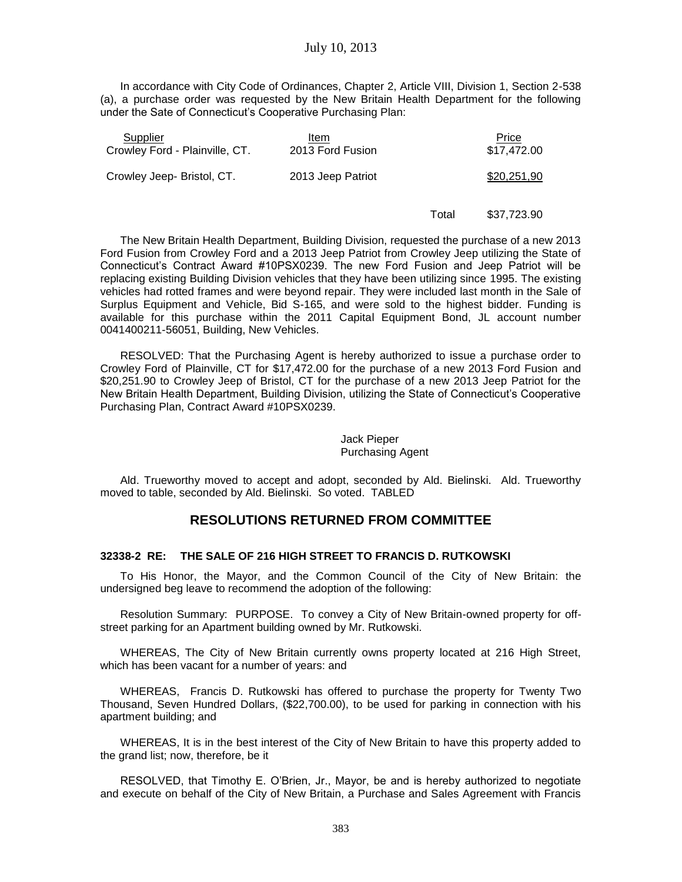In accordance with City Code of Ordinances, Chapter 2, Article VIII, Division 1, Section 2-538 (a), a purchase order was requested by the New Britain Health Department for the following under the Sate of Connecticut's Cooperative Purchasing Plan:

| Supplier | Item | | Price |
|---|---|---|---|
| Crowley Ford - Plainville, CT. | 2013 Ford Fusion | | \$17,472.00 |
| Crowley Jeep- Bristol, CT. | 2013 Jeep Patriot | | \$20,251,90 |
| | | Total | \$37,723.90 |

The New Britain Health Department, Building Division, requested the purchase of a new 2013 Ford Fusion from Crowley Ford and a 2013 Jeep Patriot from Crowley Jeep utilizing the State of Connecticut's Contract Award #10PSX0239. The new Ford Fusion and Jeep Patriot will be replacing existing Building Division vehicles that they have been utilizing since 1995. The existing vehicles had rotted frames and were beyond repair. They were included last month in the Sale of Surplus Equipment and Vehicle, Bid S-165, and were sold to the highest bidder. Funding is available for this purchase within the 2011 Capital Equipment Bond, JL account number 0041400211-56051, Building, New Vehicles.

RESOLVED: That the Purchasing Agent is hereby authorized to issue a purchase order to Crowley Ford of Plainville, CT for \$17,472.00 for the purchase of a new 2013 Ford Fusion and \$20,251.90 to Crowley Jeep of Bristol, CT for the purchase of a new 2013 Jeep Patriot for the New Britain Health Department, Building Division, utilizing the State of Connecticut's Cooperative Purchasing Plan, Contract Award #10PSX0239.

Jack Pieper
Purchasing Agent

Ald. Trueworthy moved to accept and adopt, seconded by Ald. Bielinski. Ald. Trueworthy moved to table, seconded by Ald. Bielinski. So voted. TABLED

## RESOLUTIONS RETURNED FROM COMMITTEE

**32338-2 RE: THE SALE OF 216 HIGH STREET TO FRANCIS D. RUTKOWSKI**

To His Honor, the Mayor, and the Common Council of the City of New Britain: the undersigned beg leave to recommend the adoption of the following:

Resolution Summary: PURPOSE. To convey a City of New Britain-owned property for off-street parking for an Apartment building owned by Mr. Rutkowski.

WHEREAS, The City of New Britain currently owns property located at 216 High Street, which has been vacant for a number of years: and

WHEREAS, Francis D. Rutkowski has offered to purchase the property for Twenty Two Thousand, Seven Hundred Dollars, (\$22,700.00), to be used for parking in connection with his apartment building; and

WHEREAS, It is in the best interest of the City of New Britain to have this property added to the grand list; now, therefore, be it

RESOLVED, that Timothy E. O'Brien, Jr., Mayor, be and is hereby authorized to negotiate and execute on behalf of the City of New Britain, a Purchase and Sales Agreement with Francis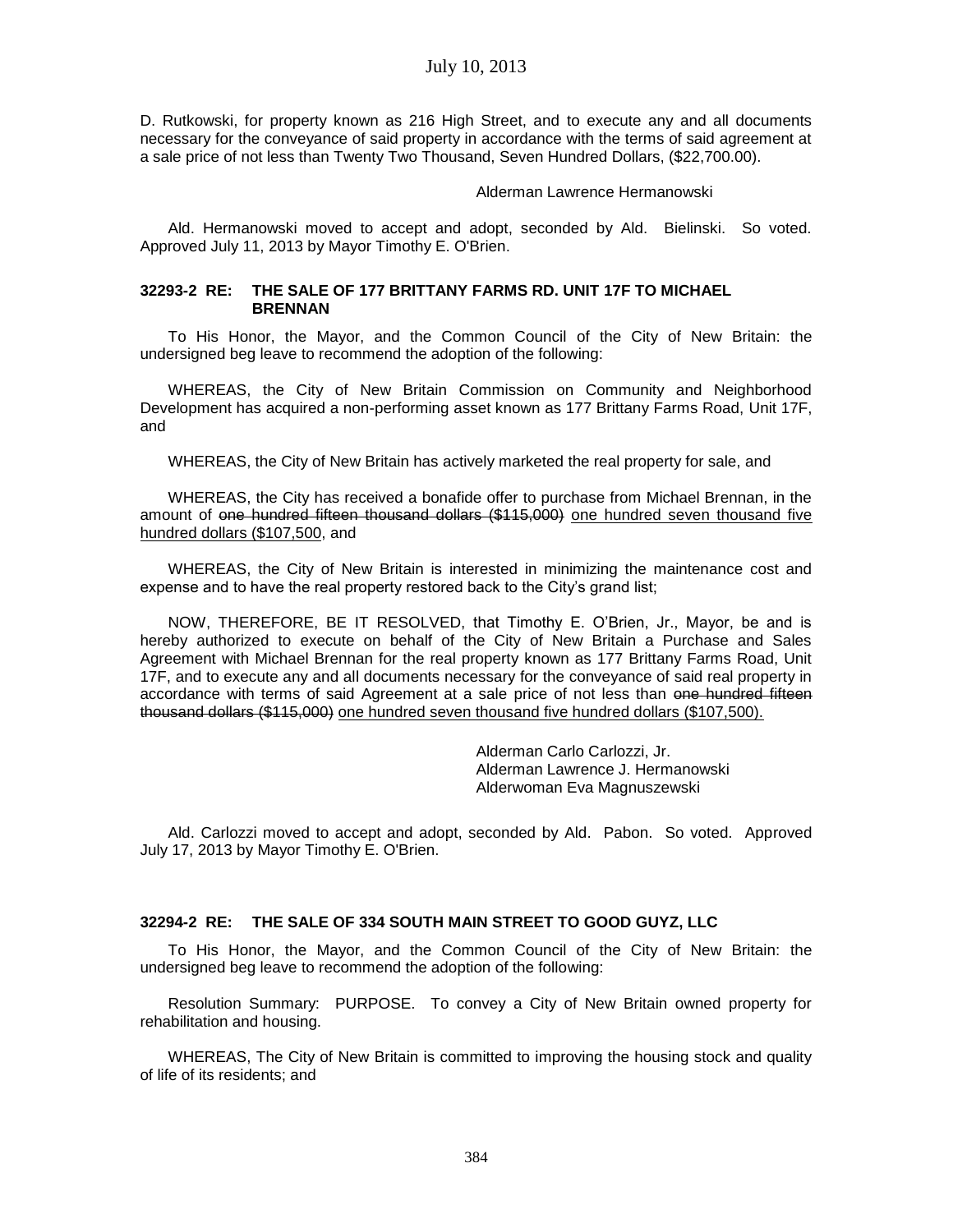D. Rutkowski, for property known as 216 High Street, and to execute any and all documents necessary for the conveyance of said property in accordance with the terms of said agreement at a sale price of not less than Twenty Two Thousand, Seven Hundred Dollars, ($22,700.00).

Alderman Lawrence Hermanowski

Ald. Hermanowski moved to accept and adopt, seconded by Ald. Bielinski. So voted. Approved July 11, 2013 by Mayor Timothy E. O'Brien.

**32293-2 RE: THE SALE OF 177 BRITTANY FARMS RD. UNIT 17F TO MICHAEL BRENNAN**

To His Honor, the Mayor, and the Common Council of the City of New Britain: the undersigned beg leave to recommend the adoption of the following:

WHEREAS, the City of New Britain Commission on Community and Neighborhood Development has acquired a non-performing asset known as 177 Brittany Farms Road, Unit 17F, and

WHEREAS, the City of New Britain has actively marketed the real property for sale, and

WHEREAS, the City has received a bonafide offer to purchase from Michael Brennan, in the amount of ~~one hundred fifteen thousand dollars ($115,000)~~ <u>one hundred seven thousand five hundred dollars ($107,500</u>, and

WHEREAS, the City of New Britain is interested in minimizing the maintenance cost and expense and to have the real property restored back to the City's grand list;

NOW, THEREFORE, BE IT RESOLVED, that Timothy E. O'Brien, Jr., Mayor, be and is hereby authorized to execute on behalf of the City of New Britain a Purchase and Sales Agreement with Michael Brennan for the real property known as 177 Brittany Farms Road, Unit 17F, and to execute any and all documents necessary for the conveyance of said real property in accordance with terms of said Agreement at a sale price of not less than ~~one hundred fifteen thousand dollars ($115,000)~~ <u>one hundred seven thousand five hundred dollars ($107,500).</u>

Alderman Carlo Carlozzi, Jr.
Alderman Lawrence J. Hermanowski
Alderwoman Eva Magnuszewski

Ald. Carlozzi moved to accept and adopt, seconded by Ald. Pabon. So voted. Approved July 17, 2013 by Mayor Timothy E. O'Brien.

**32294-2 RE: THE SALE OF 334 SOUTH MAIN STREET TO GOOD GUYZ, LLC**

To His Honor, the Mayor, and the Common Council of the City of New Britain: the undersigned beg leave to recommend the adoption of the following:

Resolution Summary: PURPOSE. To convey a City of New Britain owned property for rehabilitation and housing.

WHEREAS, The City of New Britain is committed to improving the housing stock and quality of life of its residents; and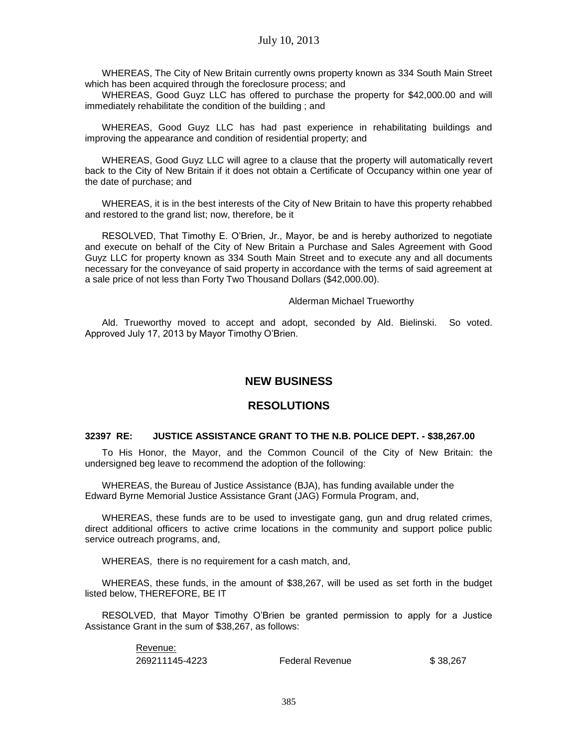WHEREAS, The City of New Britain currently owns property known as 334 South Main Street which has been acquired through the foreclosure process; and

WHEREAS, Good Guyz LLC has offered to purchase the property for $42,000.00 and will immediately rehabilitate the condition of the building ; and

WHEREAS, Good Guyz LLC has had past experience in rehabilitating buildings and improving the appearance and condition of residential property; and

WHEREAS, Good Guyz LLC will agree to a clause that the property will automatically revert back to the City of New Britain if it does not obtain a Certificate of Occupancy within one year of the date of purchase; and

WHEREAS, it is in the best interests of the City of New Britain to have this property rehabbed and restored to the grand list; now, therefore, be it

RESOLVED, That Timothy E. O'Brien, Jr., Mayor, be and is hereby authorized to negotiate and execute on behalf of the City of New Britain a Purchase and Sales Agreement with Good Guyz LLC for property known as 334 South Main Street and to execute any and all documents necessary for the conveyance of said property in accordance with the terms of said agreement at a sale price of not less than Forty Two Thousand Dollars ($42,000.00).

Alderman Michael Trueworthy

Ald. Trueworthy moved to accept and adopt, seconded by Ald. Bielinski. So voted. Approved July 17, 2013 by Mayor Timothy O'Brien.

## NEW BUSINESS

## RESOLUTIONS

**32397 RE: JUSTICE ASSISTANCE GRANT TO THE N.B. POLICE DEPT. - $38,267.00**

To His Honor, the Mayor, and the Common Council of the City of New Britain: the undersigned beg leave to recommend the adoption of the following:

WHEREAS, the Bureau of Justice Assistance (BJA), has funding available under the Edward Byrne Memorial Justice Assistance Grant (JAG) Formula Program, and,

WHEREAS, these funds are to be used to investigate gang, gun and drug related crimes, direct additional officers to active crime locations in the community and support police public service outreach programs, and,

WHEREAS, there is no requirement for a cash match, and,

WHEREAS, these funds, in the amount of $38,267, will be used as set forth in the budget listed below, THEREFORE, BE IT

RESOLVED, that Mayor Timothy O'Brien be granted permission to apply for a Justice Assistance Grant in the sum of $38,267, as follows:

Revenue:

| 269211145-4223 | Federal Revenue | $ 38,267 |
|---|---|---|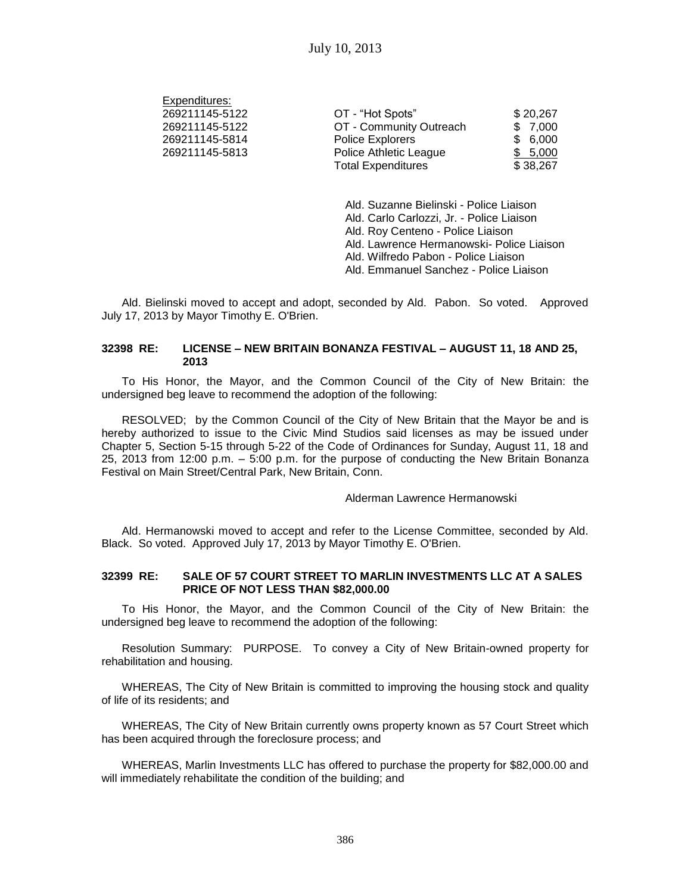Expenditures:

| | | |
|---|---|---|
| 269211145-5122 | OT - "Hot Spots" | \$ 20,267 |
| 269211145-5122 | OT - Community Outreach | \$ 7,000 |
| 269211145-5814 | Police Explorers | \$ 6,000 |
| 269211145-5813 | Police Athletic League | \$ 5,000 |
| | Total Expenditures | \$ 38,267 |

Ald. Suzanne Bielinski - Police Liaison
Ald. Carlo Carlozzi, Jr. - Police Liaison
Ald. Roy Centeno - Police Liaison
Ald. Lawrence Hermanowski- Police Liaison
Ald. Wilfredo Pabon - Police Liaison
Ald. Emmanuel Sanchez - Police Liaison

Ald. Bielinski moved to accept and adopt, seconded by Ald. Pabon. So voted. Approved July 17, 2013 by Mayor Timothy E. O'Brien.

**32398 RE: LICENSE – NEW BRITAIN BONANZA FESTIVAL – AUGUST 11, 18 AND 25, 2013**

To His Honor, the Mayor, and the Common Council of the City of New Britain: the undersigned beg leave to recommend the adoption of the following:

RESOLVED; by the Common Council of the City of New Britain that the Mayor be and is hereby authorized to issue to the Civic Mind Studios said licenses as may be issued under Chapter 5, Section 5-15 through 5-22 of the Code of Ordinances for Sunday, August 11, 18 and 25, 2013 from 12:00 p.m. – 5:00 p.m. for the purpose of conducting the New Britain Bonanza Festival on Main Street/Central Park, New Britain, Conn.

Alderman Lawrence Hermanowski

Ald. Hermanowski moved to accept and refer to the License Committee, seconded by Ald. Black. So voted. Approved July 17, 2013 by Mayor Timothy E. O'Brien.

**32399 RE: SALE OF 57 COURT STREET TO MARLIN INVESTMENTS LLC AT A SALES PRICE OF NOT LESS THAN \$82,000.00**

To His Honor, the Mayor, and the Common Council of the City of New Britain: the undersigned beg leave to recommend the adoption of the following:

Resolution Summary: PURPOSE. To convey a City of New Britain-owned property for rehabilitation and housing.

WHEREAS, The City of New Britain is committed to improving the housing stock and quality of life of its residents; and

WHEREAS, The City of New Britain currently owns property known as 57 Court Street which has been acquired through the foreclosure process; and

WHEREAS, Marlin Investments LLC has offered to purchase the property for \$82,000.00 and will immediately rehabilitate the condition of the building; and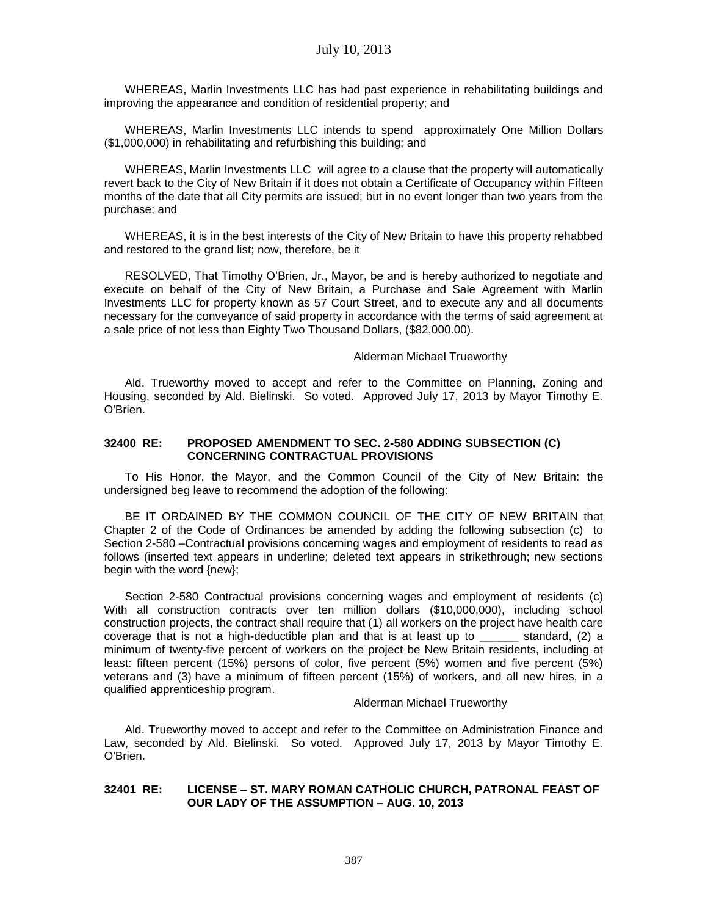WHEREAS, Marlin Investments LLC has had past experience in rehabilitating buildings and improving the appearance and condition of residential property; and

WHEREAS, Marlin Investments LLC intends to spend approximately One Million Dollars ($1,000,000) in rehabilitating and refurbishing this building; and

WHEREAS, Marlin Investments LLC will agree to a clause that the property will automatically revert back to the City of New Britain if it does not obtain a Certificate of Occupancy within Fifteen months of the date that all City permits are issued; but in no event longer than two years from the purchase; and

WHEREAS, it is in the best interests of the City of New Britain to have this property rehabbed and restored to the grand list; now, therefore, be it

RESOLVED, That Timothy O'Brien, Jr., Mayor, be and is hereby authorized to negotiate and execute on behalf of the City of New Britain, a Purchase and Sale Agreement with Marlin Investments LLC for property known as 57 Court Street, and to execute any and all documents necessary for the conveyance of said property in accordance with the terms of said agreement at a sale price of not less than Eighty Two Thousand Dollars, ($82,000.00).

Alderman Michael Trueworthy

Ald. Trueworthy moved to accept and refer to the Committee on Planning, Zoning and Housing, seconded by Ald. Bielinski. So voted. Approved July 17, 2013 by Mayor Timothy E. O'Brien.

**32400 RE: PROPOSED AMENDMENT TO SEC. 2-580 ADDING SUBSECTION (C) CONCERNING CONTRACTUAL PROVISIONS**

To His Honor, the Mayor, and the Common Council of the City of New Britain: the undersigned beg leave to recommend the adoption of the following:

BE IT ORDAINED BY THE COMMON COUNCIL OF THE CITY OF NEW BRITAIN that Chapter 2 of the Code of Ordinances be amended by adding the following subsection (c) to Section 2-580 –Contractual provisions concerning wages and employment of residents to read as follows (inserted text appears in underline; deleted text appears in strikethrough; new sections begin with the word {new};

Section 2-580 Contractual provisions concerning wages and employment of residents (c) With all construction contracts over ten million dollars ($10,000,000), including school construction projects, the contract shall require that (1) all workers on the project have health care coverage that is not a high-deductible plan and that is at least up to ______ standard, (2) a minimum of twenty-five percent of workers on the project be New Britain residents, including at least: fifteen percent (15%) persons of color, five percent (5%) women and five percent (5%) veterans and (3) have a minimum of fifteen percent (15%) of workers, and all new hires, in a qualified apprenticeship program.

Alderman Michael Trueworthy

Ald. Trueworthy moved to accept and refer to the Committee on Administration Finance and Law, seconded by Ald. Bielinski. So voted. Approved July 17, 2013 by Mayor Timothy E. O'Brien.

**32401 RE: LICENSE – ST. MARY ROMAN CATHOLIC CHURCH, PATRONAL FEAST OF OUR LADY OF THE ASSUMPTION – AUG. 10, 2013**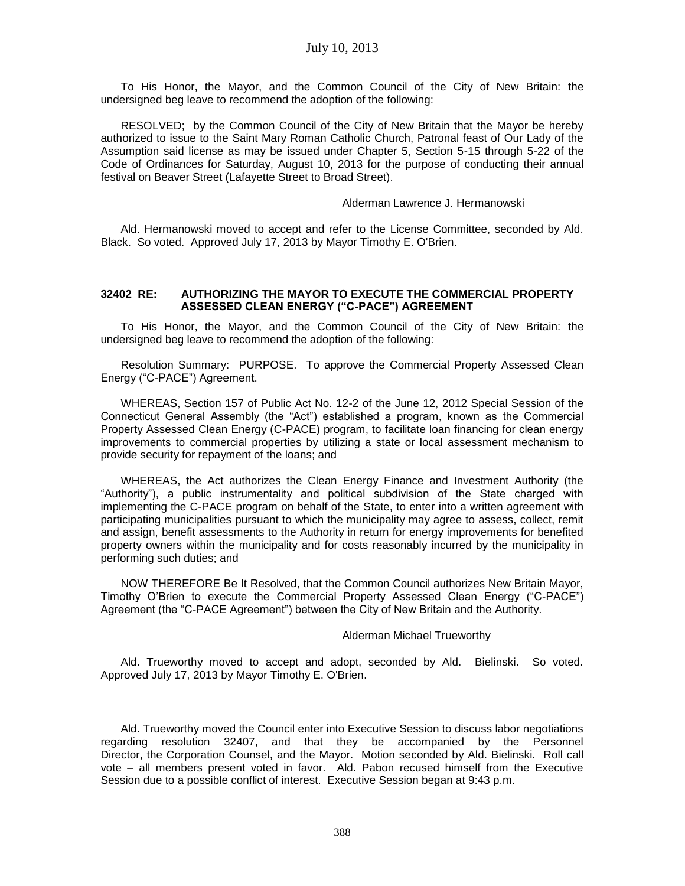To His Honor, the Mayor, and the Common Council of the City of New Britain: the undersigned beg leave to recommend the adoption of the following:

RESOLVED; by the Common Council of the City of New Britain that the Mayor be hereby authorized to issue to the Saint Mary Roman Catholic Church, Patronal feast of Our Lady of the Assumption said license as may be issued under Chapter 5, Section 5-15 through 5-22 of the Code of Ordinances for Saturday, August 10, 2013 for the purpose of conducting their annual festival on Beaver Street (Lafayette Street to Broad Street).

Alderman Lawrence J. Hermanowski

Ald. Hermanowski moved to accept and refer to the License Committee, seconded by Ald. Black. So voted. Approved July 17, 2013 by Mayor Timothy E. O'Brien.

### 32402 RE: AUTHORIZING THE MAYOR TO EXECUTE THE COMMERCIAL PROPERTY ASSESSED CLEAN ENERGY ("C-PACE") AGREEMENT

To His Honor, the Mayor, and the Common Council of the City of New Britain: the undersigned beg leave to recommend the adoption of the following:

Resolution Summary: PURPOSE. To approve the Commercial Property Assessed Clean Energy ("C-PACE") Agreement.

WHEREAS, Section 157 of Public Act No. 12-2 of the June 12, 2012 Special Session of the Connecticut General Assembly (the "Act") established a program, known as the Commercial Property Assessed Clean Energy (C-PACE) program, to facilitate loan financing for clean energy improvements to commercial properties by utilizing a state or local assessment mechanism to provide security for repayment of the loans; and

WHEREAS, the Act authorizes the Clean Energy Finance and Investment Authority (the "Authority"), a public instrumentality and political subdivision of the State charged with implementing the C-PACE program on behalf of the State, to enter into a written agreement with participating municipalities pursuant to which the municipality may agree to assess, collect, remit and assign, benefit assessments to the Authority in return for energy improvements for benefited property owners within the municipality and for costs reasonably incurred by the municipality in performing such duties; and

NOW THEREFORE Be It Resolved, that the Common Council authorizes New Britain Mayor, Timothy O'Brien to execute the Commercial Property Assessed Clean Energy ("C-PACE") Agreement (the "C-PACE Agreement") between the City of New Britain and the Authority.

Alderman Michael Trueworthy

Ald. Trueworthy moved to accept and adopt, seconded by Ald. Bielinski. So voted. Approved July 17, 2013 by Mayor Timothy E. O'Brien.

Ald. Trueworthy moved the Council enter into Executive Session to discuss labor negotiations regarding resolution 32407, and that they be accompanied by the Personnel Director, the Corporation Counsel, and the Mayor. Motion seconded by Ald. Bielinski. Roll call vote – all members present voted in favor. Ald. Pabon recused himself from the Executive Session due to a possible conflict of interest. Executive Session began at 9:43 p.m.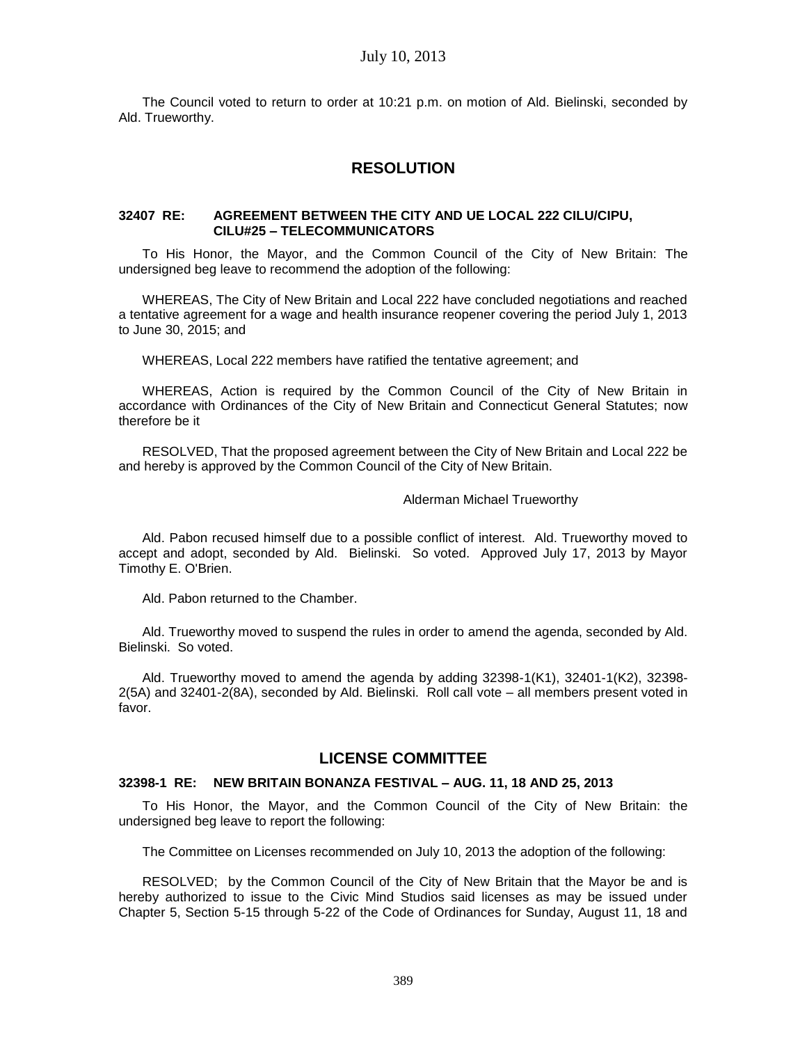The Council voted to return to order at 10:21 p.m. on motion of Ald. Bielinski, seconded by Ald. Trueworthy.

## RESOLUTION

### 32407 RE: AGREEMENT BETWEEN THE CITY AND UE LOCAL 222 CILU/CIPU, CILU#25 – TELECOMMUNICATORS

To His Honor, the Mayor, and the Common Council of the City of New Britain: The undersigned beg leave to recommend the adoption of the following:

WHEREAS, The City of New Britain and Local 222 have concluded negotiations and reached a tentative agreement for a wage and health insurance reopener covering the period July 1, 2013 to June 30, 2015; and

WHEREAS, Local 222 members have ratified the tentative agreement; and

WHEREAS, Action is required by the Common Council of the City of New Britain in accordance with Ordinances of the City of New Britain and Connecticut General Statutes; now therefore be it

RESOLVED, That the proposed agreement between the City of New Britain and Local 222 be and hereby is approved by the Common Council of the City of New Britain.

Alderman Michael Trueworthy

Ald. Pabon recused himself due to a possible conflict of interest. Ald. Trueworthy moved to accept and adopt, seconded by Ald. Bielinski. So voted. Approved July 17, 2013 by Mayor Timothy E. O'Brien.

Ald. Pabon returned to the Chamber.

Ald. Trueworthy moved to suspend the rules in order to amend the agenda, seconded by Ald. Bielinski. So voted.

Ald. Trueworthy moved to amend the agenda by adding 32398-1(K1), 32401-1(K2), 32398-2(5A) and 32401-2(8A), seconded by Ald. Bielinski. Roll call vote – all members present voted in favor.

## LICENSE COMMITTEE

### 32398-1 RE: NEW BRITAIN BONANZA FESTIVAL – AUG. 11, 18 AND 25, 2013

To His Honor, the Mayor, and the Common Council of the City of New Britain: the undersigned beg leave to report the following:

The Committee on Licenses recommended on July 10, 2013 the adoption of the following:

RESOLVED; by the Common Council of the City of New Britain that the Mayor be and is hereby authorized to issue to the Civic Mind Studios said licenses as may be issued under Chapter 5, Section 5-15 through 5-22 of the Code of Ordinances for Sunday, August 11, 18 and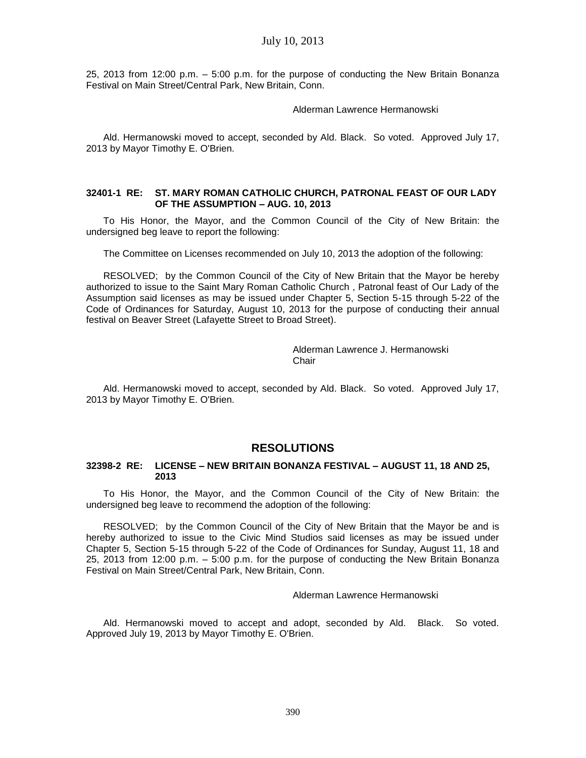25, 2013 from 12:00 p.m. – 5:00 p.m. for the purpose of conducting the New Britain Bonanza Festival on Main Street/Central Park, New Britain, Conn.

Alderman Lawrence Hermanowski

Ald. Hermanowski moved to accept, seconded by Ald. Black. So voted. Approved July 17, 2013 by Mayor Timothy E. O'Brien.

**32401-1 RE: ST. MARY ROMAN CATHOLIC CHURCH, PATRONAL FEAST OF OUR LADY OF THE ASSUMPTION – AUG. 10, 2013**

To His Honor, the Mayor, and the Common Council of the City of New Britain: the undersigned beg leave to report the following:

The Committee on Licenses recommended on July 10, 2013 the adoption of the following:

RESOLVED; by the Common Council of the City of New Britain that the Mayor be hereby authorized to issue to the Saint Mary Roman Catholic Church , Patronal feast of Our Lady of the Assumption said licenses as may be issued under Chapter 5, Section 5-15 through 5-22 of the Code of Ordinances for Saturday, August 10, 2013 for the purpose of conducting their annual festival on Beaver Street (Lafayette Street to Broad Street).

Alderman Lawrence J. Hermanowski
Chair

Ald. Hermanowski moved to accept, seconded by Ald. Black. So voted. Approved July 17, 2013 by Mayor Timothy E. O'Brien.

## RESOLUTIONS

**32398-2 RE: LICENSE – NEW BRITAIN BONANZA FESTIVAL – AUGUST 11, 18 AND 25, 2013**

To His Honor, the Mayor, and the Common Council of the City of New Britain: the undersigned beg leave to recommend the adoption of the following:

RESOLVED; by the Common Council of the City of New Britain that the Mayor be and is hereby authorized to issue to the Civic Mind Studios said licenses as may be issued under Chapter 5, Section 5-15 through 5-22 of the Code of Ordinances for Sunday, August 11, 18 and 25, 2013 from 12:00 p.m. – 5:00 p.m. for the purpose of conducting the New Britain Bonanza Festival on Main Street/Central Park, New Britain, Conn.

Alderman Lawrence Hermanowski

Ald. Hermanowski moved to accept and adopt, seconded by Ald. Black. So voted. Approved July 19, 2013 by Mayor Timothy E. O'Brien.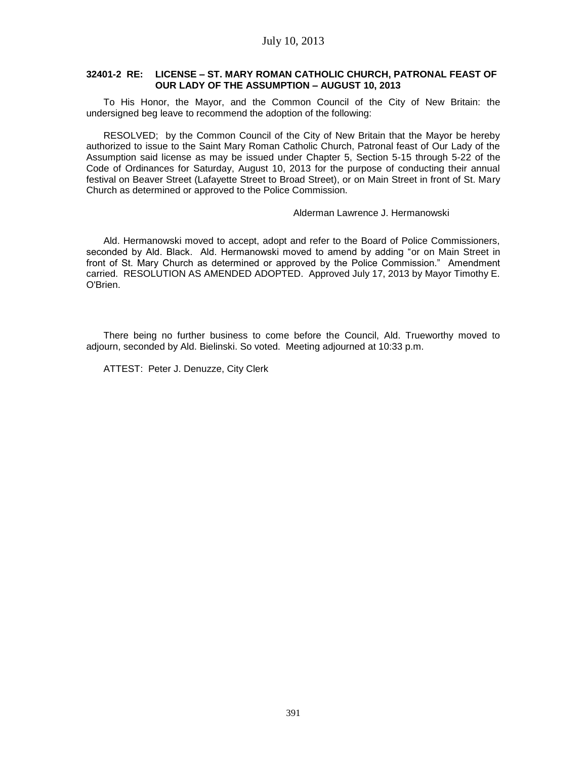**32401-2 RE: LICENSE – ST. MARY ROMAN CATHOLIC CHURCH, PATRONAL FEAST OF OUR LADY OF THE ASSUMPTION – AUGUST 10, 2013**

To His Honor, the Mayor, and the Common Council of the City of New Britain: the undersigned beg leave to recommend the adoption of the following:

RESOLVED; by the Common Council of the City of New Britain that the Mayor be hereby authorized to issue to the Saint Mary Roman Catholic Church, Patronal feast of Our Lady of the Assumption said license as may be issued under Chapter 5, Section 5-15 through 5-22 of the Code of Ordinances for Saturday, August 10, 2013 for the purpose of conducting their annual festival on Beaver Street (Lafayette Street to Broad Street), or on Main Street in front of St. Mary Church as determined or approved to the Police Commission.

Alderman Lawrence J. Hermanowski

Ald. Hermanowski moved to accept, adopt and refer to the Board of Police Commissioners, seconded by Ald. Black. Ald. Hermanowski moved to amend by adding "or on Main Street in front of St. Mary Church as determined or approved by the Police Commission." Amendment carried. RESOLUTION AS AMENDED ADOPTED. Approved July 17, 2013 by Mayor Timothy E. O'Brien.

There being no further business to come before the Council, Ald. Trueworthy moved to adjourn, seconded by Ald. Bielinski. So voted. Meeting adjourned at 10:33 p.m.

ATTEST: Peter J. Denuzze, City Clerk